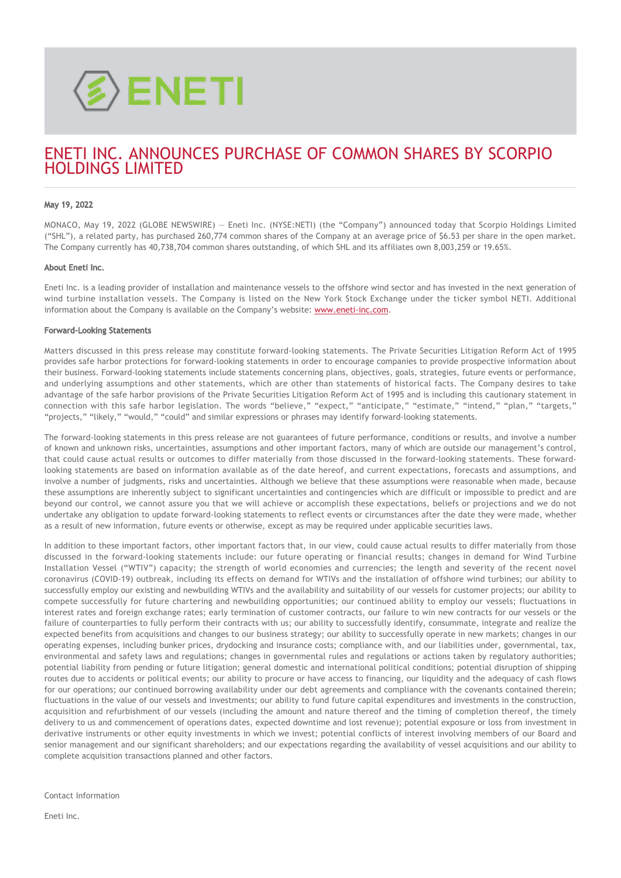# ENETI INC. ANNOUNCES PURCHASE OF COMMON SHARES BY SCORPIO HOLDINGS LIMITED

**May 19, 2022**

MONACO, May 19, 2022 (GLOBE NEWSWIRE) — Eneti Inc. (NYSE:NETI) (the "Company") announced today that Scorpio Holdings Limited ("SHL"), a related party, has purchased 260,774 common shares of the Company at an average price of $6.53 per share in the open market. The Company currently has 40,738,704 common shares outstanding, of which SHL and its affiliates own 8,003,259 or 19.65%.

**About Eneti Inc.**

Eneti Inc. is a leading provider of installation and maintenance vessels to the offshore wind sector and has invested in the next generation of wind turbine installation vessels. The Company is listed on the New York Stock Exchange under the ticker symbol NETI. Additional information about the Company is available on the Company's website: www.eneti-inc.com.

**Forward-Looking Statements**

Matters discussed in this press release may constitute forward-looking statements. The Private Securities Litigation Reform Act of 1995 provides safe harbor protections for forward-looking statements in order to encourage companies to provide prospective information about their business. Forward-looking statements include statements concerning plans, objectives, goals, strategies, future events or performance, and underlying assumptions and other statements, which are other than statements of historical facts. The Company desires to take advantage of the safe harbor provisions of the Private Securities Litigation Reform Act of 1995 and is including this cautionary statement in connection with this safe harbor legislation. The words "believe," "expect," "anticipate," "estimate," "intend," "plan," "targets," "projects," "likely," "would," "could" and similar expressions or phrases may identify forward-looking statements.

The forward-looking statements in this press release are not guarantees of future performance, conditions or results, and involve a number of known and unknown risks, uncertainties, assumptions and other important factors, many of which are outside our management's control, that could cause actual results or outcomes to differ materially from those discussed in the forward-looking statements. These forward-looking statements are based on information available as of the date hereof, and current expectations, forecasts and assumptions, and involve a number of judgments, risks and uncertainties. Although we believe that these assumptions were reasonable when made, because these assumptions are inherently subject to significant uncertainties and contingencies which are difficult or impossible to predict and are beyond our control, we cannot assure you that we will achieve or accomplish these expectations, beliefs or projections and we do not undertake any obligation to update forward-looking statements to reflect events or circumstances after the date they were made, whether as a result of new information, future events or otherwise, except as may be required under applicable securities laws.

In addition to these important factors, other important factors that, in our view, could cause actual results to differ materially from those discussed in the forward-looking statements include: our future operating or financial results; changes in demand for Wind Turbine Installation Vessel ("WTIV") capacity; the strength of world economies and currencies; the length and severity of the recent novel coronavirus (COVID-19) outbreak, including its effects on demand for WTIVs and the installation of offshore wind turbines; our ability to successfully employ our existing and newbuilding WTIVs and the availability and suitability of our vessels for customer projects; our ability to compete successfully for future chartering and newbuilding opportunities; our continued ability to employ our vessels; fluctuations in interest rates and foreign exchange rates; early termination of customer contracts, our failure to win new contracts for our vessels or the failure of counterparties to fully perform their contracts with us; our ability to successfully identify, consummate, integrate and realize the expected benefits from acquisitions and changes to our business strategy; our ability to successfully operate in new markets; changes in our operating expenses, including bunker prices, drydocking and insurance costs; compliance with, and our liabilities under, governmental, tax, environmental and safety laws and regulations; changes in governmental rules and regulations or actions taken by regulatory authorities; potential liability from pending or future litigation; general domestic and international political conditions; potential disruption of shipping routes due to accidents or political events; our ability to procure or have access to financing, our liquidity and the adequacy of cash flows for our operations; our continued borrowing availability under our debt agreements and compliance with the covenants contained therein; fluctuations in the value of our vessels and investments; our ability to fund future capital expenditures and investments in the construction, acquisition and refurbishment of our vessels (including the amount and nature thereof and the timing of completion thereof, the timely delivery to us and commencement of operations dates, expected downtime and lost revenue); potential exposure or loss from investment in derivative instruments or other equity investments in which we invest; potential conflicts of interest involving members of our Board and senior management and our significant shareholders; and our expectations regarding the availability of vessel acquisitions and our ability to complete acquisition transactions planned and other factors.

Contact Information

Eneti Inc.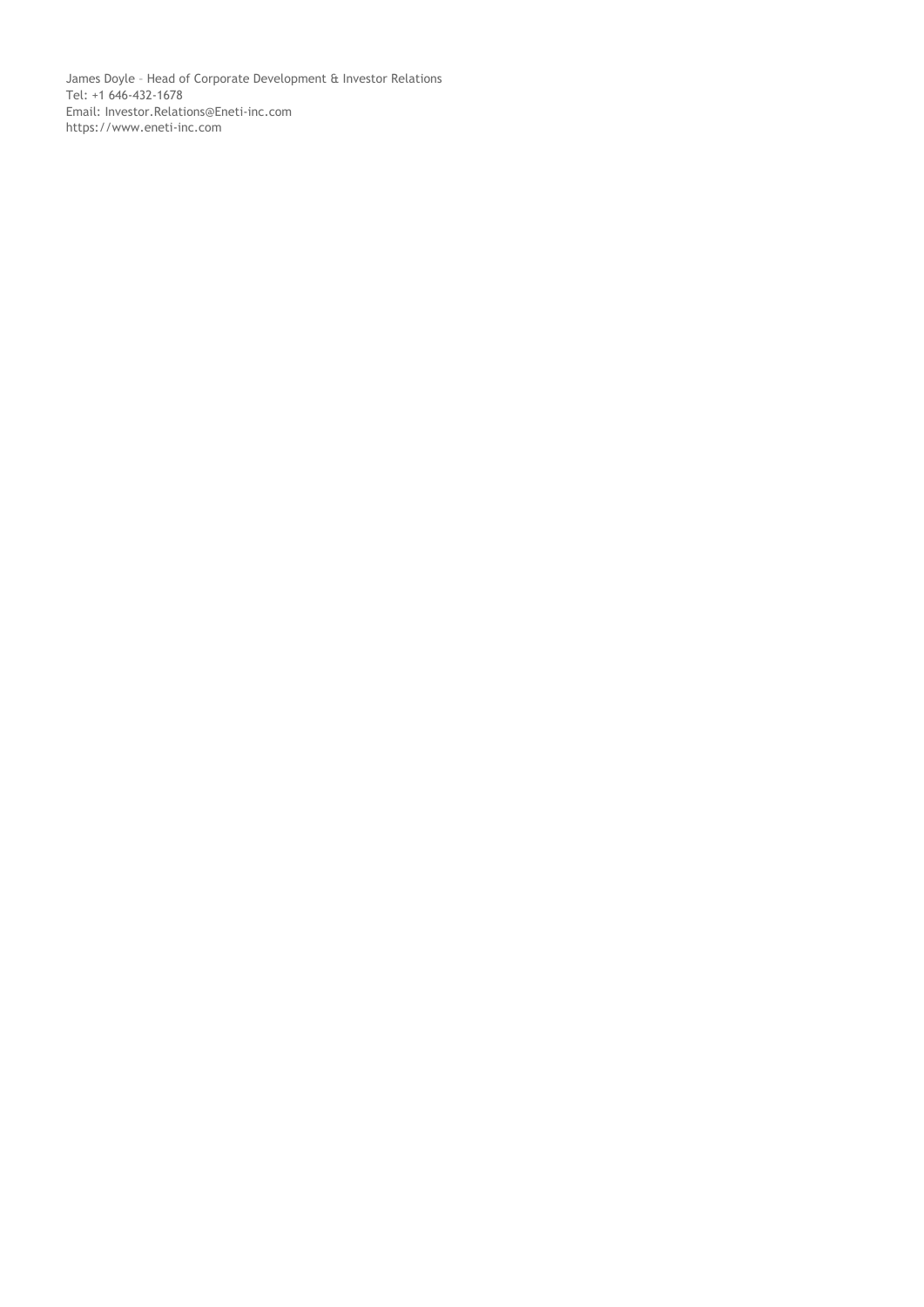James Doyle – Head of Corporate Development & Investor Relations
Tel: +1 646-432-1678
Email: Investor.Relations@Eneti-inc.com
https://www.eneti-inc.com